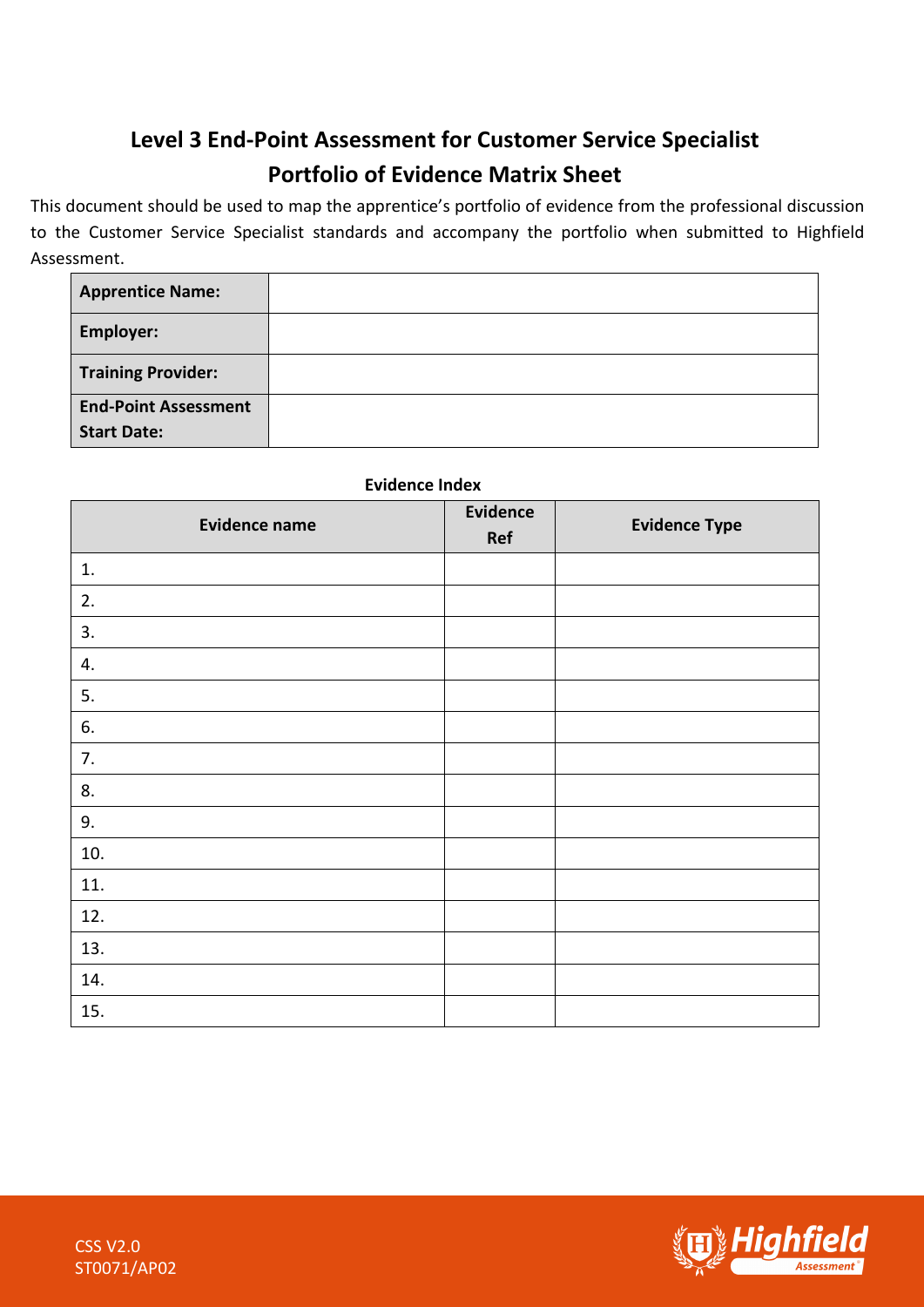# Level 3 End-Point Assessment for Customer Service Specialist
# Portfolio of Evidence Matrix Sheet

This document should be used to map the apprentice's portfolio of evidence from the professional discussion to the Customer Service Specialist standards and accompany the portfolio when submitted to Highfield Assessment.

| **Apprentice Name:** | |
|---|---|
| **Employer:** | |
| **Training Provider:** | |
| **End-Point Assessment Start Date:** | |

**Evidence Index**

| Evidence name | Evidence Ref | Evidence Type |
|---|---|---|
| 1. | | |
| 2. | | |
| 3. | | |
| 4. | | |
| 5. | | |
| 6. | | |
| 7. | | |
| 8. | | |
| 9. | | |
| 10. | | |
| 11. | | |
| 12. | | |
| 13. | | |
| 14. | | |
| 15. | | |

CSS V2.0
ST0071/AP02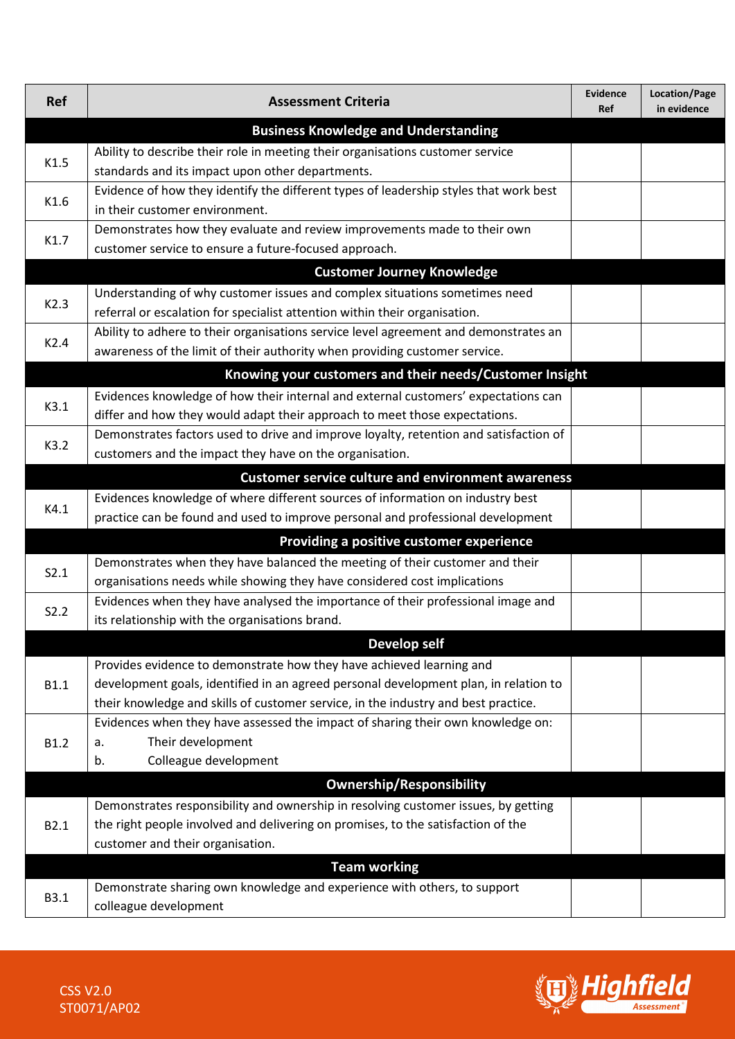| Ref | Assessment Criteria | Evidence Ref | Location/Page in evidence |
|---|---|---|---|
| | **Business Knowledge and Understanding** | | |
| K1.5 | Ability to describe their role in meeting their organisations customer service standards and its impact upon other departments. | | |
| K1.6 | Evidence of how they identify the different types of leadership styles that work best in their customer environment. | | |
| K1.7 | Demonstrates how they evaluate and review improvements made to their own customer service to ensure a future-focused approach. | | |
| | **Customer Journey Knowledge** | | |
| K2.3 | Understanding of why customer issues and complex situations sometimes need referral or escalation for specialist attention within their organisation. | | |
| K2.4 | Ability to adhere to their organisations service level agreement and demonstrates an awareness of the limit of their authority when providing customer service. | | |
| | **Knowing your customers and their needs/Customer Insight** | | |
| K3.1 | Evidences knowledge of how their internal and external customers' expectations can differ and how they would adapt their approach to meet those expectations. | | |
| K3.2 | Demonstrates factors used to drive and improve loyalty, retention and satisfaction of customers and the impact they have on the organisation. | | |
| | **Customer service culture and environment awareness** | | |
| K4.1 | Evidences knowledge of where different sources of information on industry best practice can be found and used to improve personal and professional development | | |
| | **Providing a positive customer experience** | | |
| S2.1 | Demonstrates when they have balanced the meeting of their customer and their organisations needs while showing they have considered cost implications | | |
| S2.2 | Evidences when they have analysed the importance of their professional image and its relationship with the organisations brand. | | |
| | **Develop self** | | |
| B1.1 | Provides evidence to demonstrate how they have achieved learning and development goals, identified in an agreed personal development plan, in relation to their knowledge and skills of customer service, in the industry and best practice. | | |
| B1.2 | Evidences when they have assessed the impact of sharing their own knowledge on: a. Their development b. Colleague development | | |
| | **Ownership/Responsibility** | | |
| B2.1 | Demonstrates responsibility and ownership in resolving customer issues, by getting the right people involved and delivering on promises, to the satisfaction of the customer and their organisation. | | |
| | **Team working** | | |
| B3.1 | Demonstrate sharing own knowledge and experience with others, to support colleague development | | |

CSS V2.0
ST0071/AP02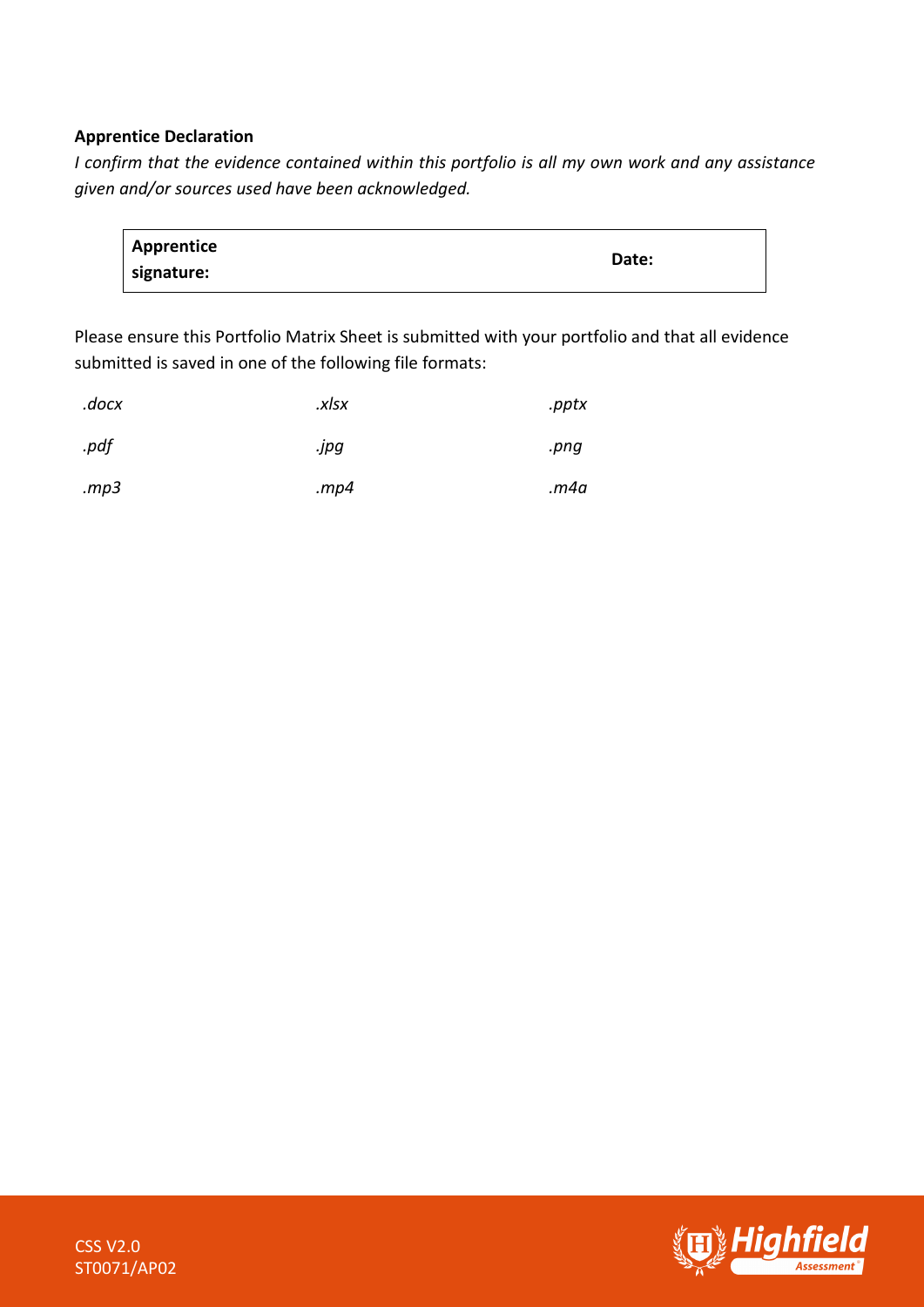**Apprentice Declaration**

*I confirm that the evidence contained within this portfolio is all my own work and any assistance given and/or sources used have been acknowledged.*

| | | | |
|---|---|---|---|
| **Apprentice signature:** | | **Date:** | |

Please ensure this Portfolio Matrix Sheet is submitted with your portfolio and that all evidence submitted is saved in one of the following file formats:

| | | |
|---|---|---|
| *.docx* | *.xlsx* | *.pptx* |
| *.pdf* | *.jpg* | *.png* |
| *.mp3* | *.mp4* | *.m4a* |